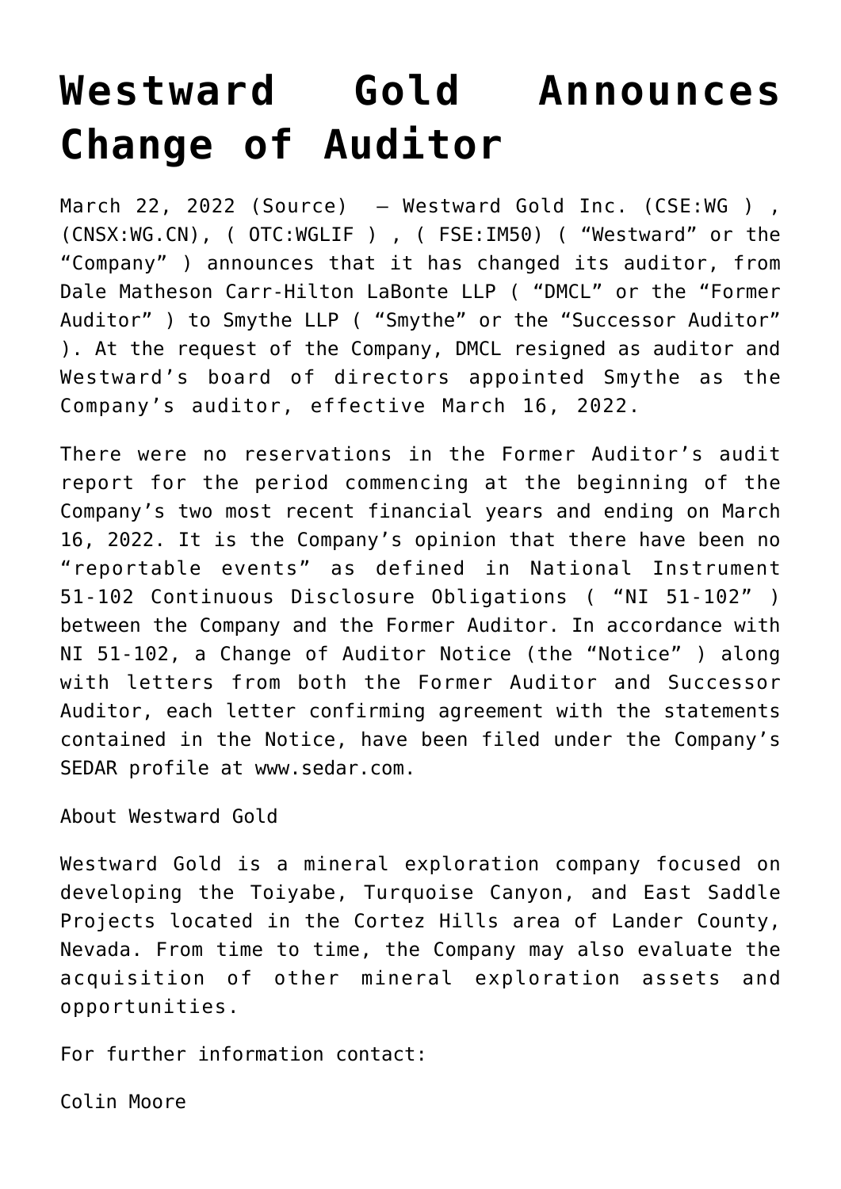# Westward Gold Announces Change of Auditor

March 22, 2022 (Source) – Westward Gold Inc. (CSE:WG ) , (CNSX:WG.CN), ( OTC:WGLIF ) , ( FSE:IM50) ( "Westward" or the "Company" ) announces that it has changed its auditor, from Dale Matheson Carr-Hilton LaBonte LLP ( "DMCL" or the "Former Auditor" ) to Smythe LLP ( "Smythe" or the "Successor Auditor" ). At the request of the Company, DMCL resigned as auditor and Westward's board of directors appointed Smythe as the Company's auditor, effective March 16, 2022.

There were no reservations in the Former Auditor's audit report for the period commencing at the beginning of the Company's two most recent financial years and ending on March 16, 2022. It is the Company's opinion that there have been no "reportable events" as defined in National Instrument 51-102 Continuous Disclosure Obligations ( "NI 51-102" ) between the Company and the Former Auditor. In accordance with NI 51-102, a Change of Auditor Notice (the "Notice" ) along with letters from both the Former Auditor and Successor Auditor, each letter confirming agreement with the statements contained in the Notice, have been filed under the Company's SEDAR profile at www.sedar.com.

About Westward Gold

Westward Gold is a mineral exploration company focused on developing the Toiyabe, Turquoise Canyon, and East Saddle Projects located in the Cortez Hills area of Lander County, Nevada. From time to time, the Company may also evaluate the acquisition of other mineral exploration assets and opportunities.

For further information contact:

Colin Moore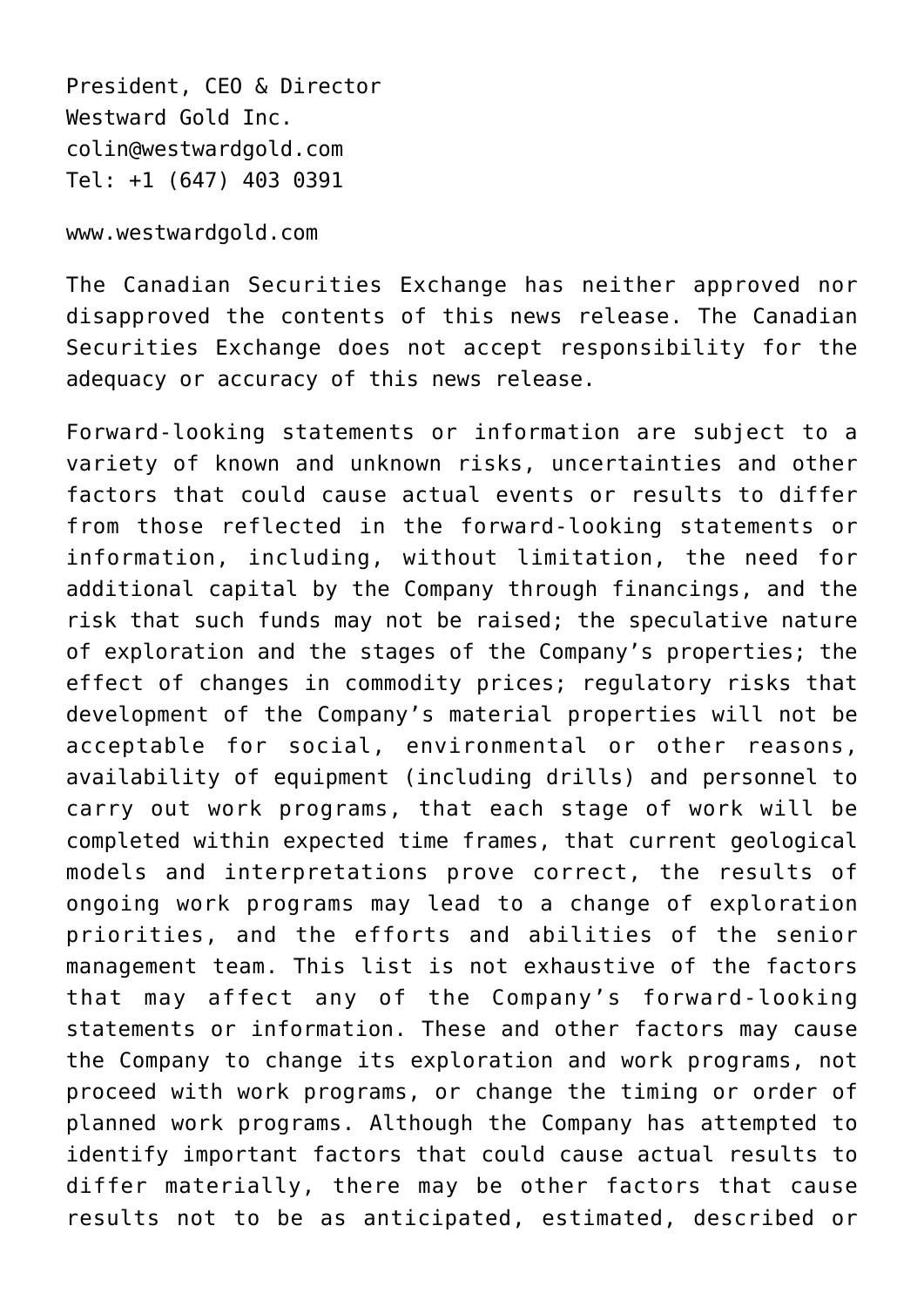President, CEO & Director
Westward Gold Inc.
colin@westwardgold.com
Tel: +1 (647) 403 0391

www.westwardgold.com

The Canadian Securities Exchange has neither approved nor disapproved the contents of this news release. The Canadian Securities Exchange does not accept responsibility for the adequacy or accuracy of this news release.

Forward-looking statements or information are subject to a variety of known and unknown risks, uncertainties and other factors that could cause actual events or results to differ from those reflected in the forward-looking statements or information, including, without limitation, the need for additional capital by the Company through financings, and the risk that such funds may not be raised; the speculative nature of exploration and the stages of the Company's properties; the effect of changes in commodity prices; regulatory risks that development of the Company's material properties will not be acceptable for social, environmental or other reasons, availability of equipment (including drills) and personnel to carry out work programs, that each stage of work will be completed within expected time frames, that current geological models and interpretations prove correct, the results of ongoing work programs may lead to a change of exploration priorities, and the efforts and abilities of the senior management team. This list is not exhaustive of the factors that may affect any of the Company's forward-looking statements or information. These and other factors may cause the Company to change its exploration and work programs, not proceed with work programs, or change the timing or order of planned work programs. Although the Company has attempted to identify important factors that could cause actual results to differ materially, there may be other factors that cause results not to be as anticipated, estimated, described or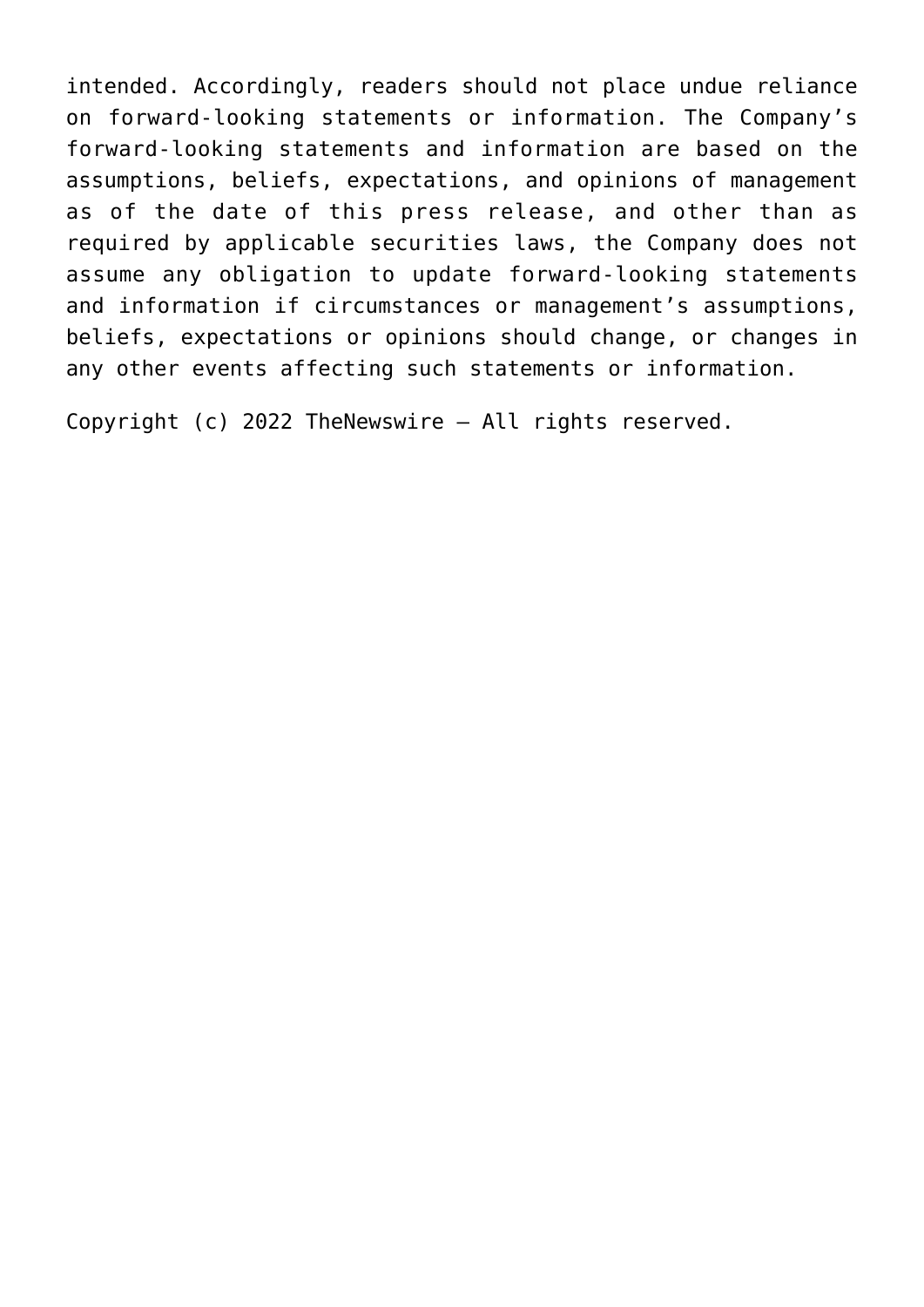intended. Accordingly, readers should not place undue reliance on forward-looking statements or information. The Company's forward-looking statements and information are based on the assumptions, beliefs, expectations, and opinions of management as of the date of this press release, and other than as required by applicable securities laws, the Company does not assume any obligation to update forward-looking statements and information if circumstances or management's assumptions, beliefs, expectations or opinions should change, or changes in any other events affecting such statements or information.

Copyright (c) 2022 TheNewswire – All rights reserved.